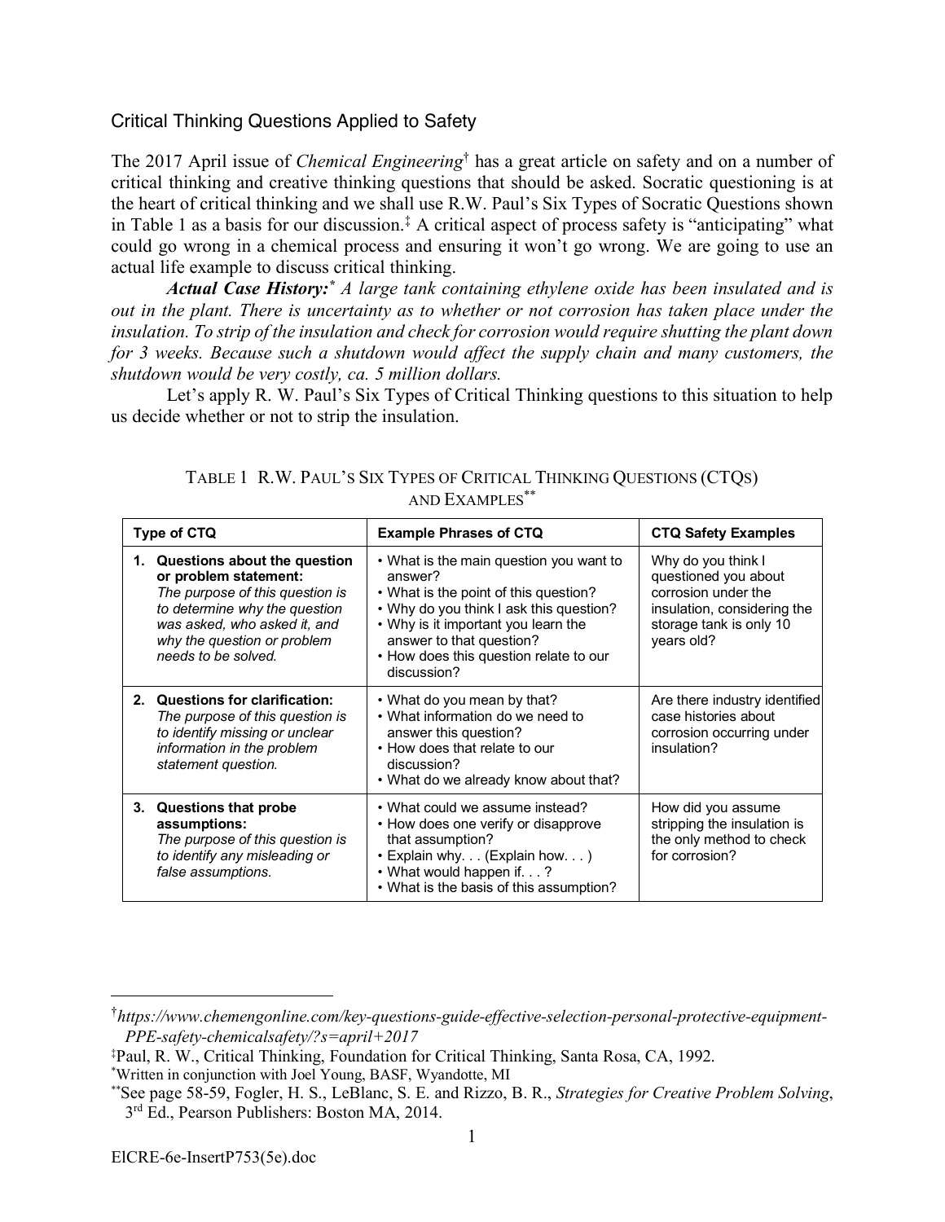## Critical Thinking Questions Applied to Safety

The 2017 April issue of *Chemical Engineering*[†] has a great article on safety and on a number of critical thinking and creative thinking questions that should be asked. Socratic questioning is at the heart of critical thinking and we shall use R.W. Paul's Six Types of Socratic Questions shown in Table 1 as a basis for our discussion.[‡] A critical aspect of process safety is "anticipating" what could go wrong in a chemical process and ensuring it won't go wrong. We are going to use an actual life example to discuss critical thinking.

***Actual Case History:***[*] *A large tank containing ethylene oxide has been insulated and is out in the plant. There is uncertainty as to whether or not corrosion has taken place under the insulation. To strip of the insulation and check for corrosion would require shutting the plant down for 3 weeks. Because such a shutdown would affect the supply chain and many customers, the shutdown would be very costly, ca. 5 million dollars.*

Let's apply R. W. Paul's Six Types of Critical Thinking questions to this situation to help us decide whether or not to strip the insulation.

TABLE 1 R.W. PAUL'S SIX TYPES OF CRITICAL THINKING QUESTIONS (CTQS) AND EXAMPLES[**]

| Type of CTQ | Example Phrases of CTQ | CTQ Safety Examples |
|---|---|---|
| **1. Questions about the question or problem statement:** *The purpose of this question is to determine why the question was asked, who asked it, and why the question or problem needs to be solved.* | • What is the main question you want to answer? • What is the point of this question? • Why do you think I ask this question? • Why is it important you learn the answer to that question? • How does this question relate to our discussion? | Why do you think I questioned you about corrosion under the insulation, considering the storage tank is only 10 years old? |
| **2. Questions for clarification:** *The purpose of this question is to identify missing or unclear information in the problem statement question.* | • What do you mean by that? • What information do we need to answer this question? • How does that relate to our discussion? • What do we already know about that? | Are there industry identified case histories about corrosion occurring under insulation? |
| **3. Questions that probe assumptions:** *The purpose of this question is to identify any misleading or false assumptions.* | • What could we assume instead? • How does one verify or disapprove that assumption? • Explain why. . . (Explain how. . . ) • What would happen if. . . ? • What is the basis of this assumption? | How did you assume stripping the insulation is the only method to check for corrosion? |

[†]*https://www.chemengonline.com/key-questions-guide-effective-selection-personal-protective-equipment-PPE-safety-chemicalsafety/?s=april+2017*

[‡]Paul, R. W., Critical Thinking, Foundation for Critical Thinking, Santa Rosa, CA, 1992.

[*]Written in conjunction with Joel Young, BASF, Wyandotte, MI

[**]See page 58-59, Fogler, H. S., LeBlanc, S. E. and Rizzo, B. R., *Strategies for Creative Problem Solving*, 3rd Ed., Pearson Publishers: Boston MA, 2014.

ElCRE-6e-InsertP753(5e).doc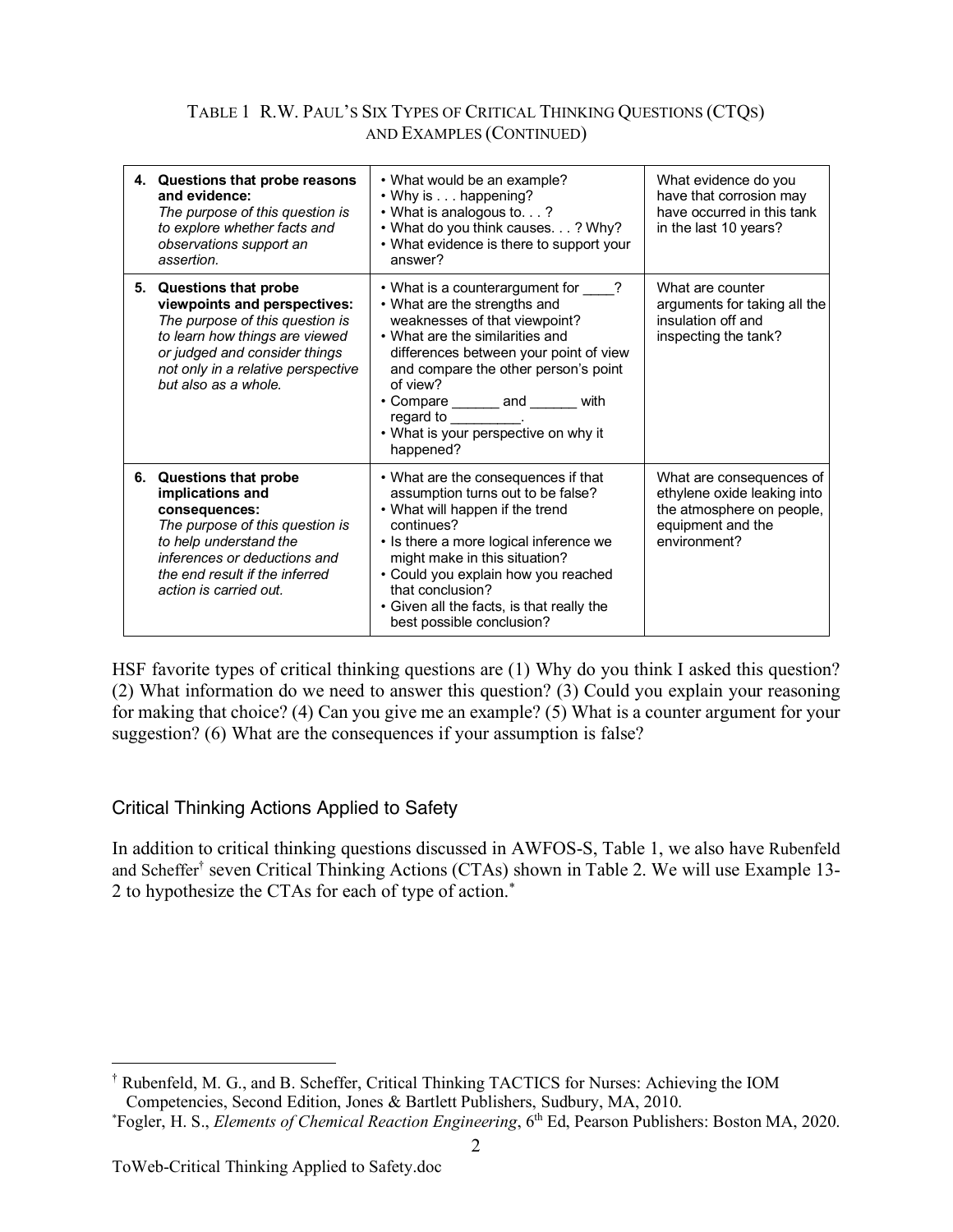TABLE 1 R.W. PAUL'S SIX TYPES OF CRITICAL THINKING QUESTIONS (CTQS) AND EXAMPLES (CONTINUED)

| | | |
|---|---|---|
| **4. Questions that probe reasons and evidence:** *The purpose of this question is to explore whether facts and observations support an assertion.* | • What would be an example?<br>• Why is . . . happening?<br>• What is analogous to. . . ?<br>• What do you think causes. . . ? Why?<br>• What evidence is there to support your answer? | What evidence do you have that corrosion may have occurred in this tank in the last 10 years? |
| **5. Questions that probe viewpoints and perspectives:** *The purpose of this question is to learn how things are viewed or judged and consider things not only in a relative perspective but also as a whole.* | • What is a counterargument for ____?<br>• What are the strengths and weaknesses of that viewpoint?<br>• What are the similarities and differences between your point of view and compare the other person's point of view?<br>• Compare ______ and ______ with regard to _________.<br>• What is your perspective on why it happened? | What are counter arguments for taking all the insulation off and inspecting the tank? |
| **6. Questions that probe implications and consequences:** *The purpose of this question is to help understand the inferences or deductions and the end result if the inferred action is carried out.* | • What are the consequences if that assumption turns out to be false?<br>• What will happen if the trend continues?<br>• Is there a more logical inference we might make in this situation?<br>• Could you explain how you reached that conclusion?<br>• Given all the facts, is that really the best possible conclusion? | What are consequences of ethylene oxide leaking into the atmosphere on people, equipment and the environment? |

HSF favorite types of critical thinking questions are (1) Why do you think I asked this question? (2) What information do we need to answer this question? (3) Could you explain your reasoning for making that choice? (4) Can you give me an example? (5) What is a counter argument for your suggestion? (6) What are the consequences if your assumption is false?

## Critical Thinking Actions Applied to Safety

In addition to critical thinking questions discussed in AWFOS-S, Table 1, we also have Rubenfeld and Scheffer† seven Critical Thinking Actions (CTAs) shown in Table 2. We will use Example 13-2 to hypothesize the CTAs for each of type of action.*

† Rubenfeld, M. G., and B. Scheffer, Critical Thinking TACTICS for Nurses: Achieving the IOM Competencies, Second Edition, Jones & Bartlett Publishers, Sudbury, MA, 2010.

*Fogler, H. S., *Elements of Chemical Reaction Engineering*, 6th Ed, Pearson Publishers: Boston MA, 2020.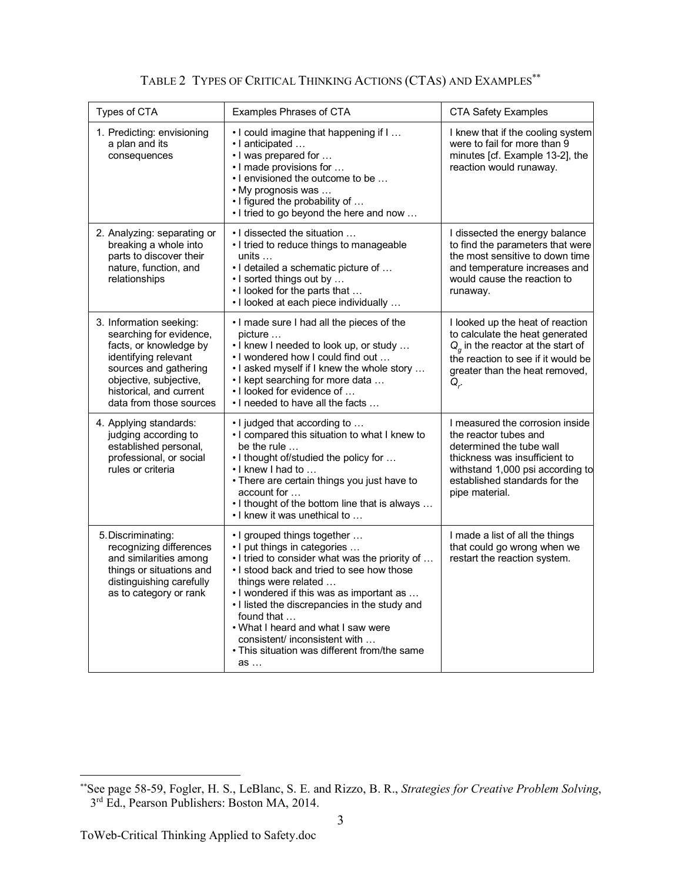Table 2 Types of Critical Thinking Actions (CTAs) and Examples[**]

| Types of CTA | Examples Phrases of CTA | CTA Safety Examples |
|---|---|---|
| 1. Predicting: envisioning a plan and its consequences | • I could imagine that happening if I … <br>• I anticipated … <br>• I was prepared for … <br>• I made provisions for … <br>• I envisioned the outcome to be … <br>• My prognosis was … <br>• I figured the probability of … <br>• I tried to go beyond the here and now … | I knew that if the cooling system were to fail for more than 9 minutes [cf. Example 13-2], the reaction would runaway. |
| 2. Analyzing: separating or breaking a whole into parts to discover their nature, function, and relationships | • I dissected the situation … <br>• I tried to reduce things to manageable units … <br>• I detailed a schematic picture of … <br>• I sorted things out by … <br>• I looked for the parts that … <br>• I looked at each piece individually … | I dissected the energy balance to find the parameters that were the most sensitive to down time and temperature increases and would cause the reaction to runaway. |
| 3. Information seeking: searching for evidence, facts, or knowledge by identifying relevant sources and gathering objective, subjective, historical, and current data from those sources | • I made sure I had all the pieces of the picture … <br>• I knew I needed to look up, or study … <br>• I wondered how I could find out … <br>• I asked myself if I knew the whole story … <br>• I kept searching for more data … <br>• I looked for evidence of … <br>• I needed to have all the facts … | I looked up the heat of reaction to calculate the heat generated $Q_g$ in the reactor at the start of the reaction to see if it would be greater than the heat removed, $Q_r$. |
| 4. Applying standards: judging according to established personal, professional, or social rules or criteria | • I judged that according to … <br>• I compared this situation to what I knew to be the rule … <br>• I thought of/studied the policy for … <br>• I knew I had to … <br>• There are certain things you just have to account for … <br>• I thought of the bottom line that is always … <br>• I knew it was unethical to … | I measured the corrosion inside the reactor tubes and determined the tube wall thickness was insufficient to withstand 1,000 psi according to established standards for the pipe material. |
| 5. Discriminating: recognizing differences and similarities among things or situations and distinguishing carefully as to category or rank | • I grouped things together … <br>• I put things in categories … <br>• I tried to consider what was the priority of … <br>• I stood back and tried to see how those things were related … <br>• I wondered if this was as important as … <br>• I listed the discrepancies in the study and found that … <br>• What I heard and what I saw were consistent/ inconsistent with … <br>• This situation was different from/the same as … | I made a list of all the things that could go wrong when we restart the reaction system. |

[**] See page 58-59, Fogler, H. S., LeBlanc, S. E. and Rizzo, B. R., *Strategies for Creative Problem Solving*, 3rd Ed., Pearson Publishers: Boston MA, 2014.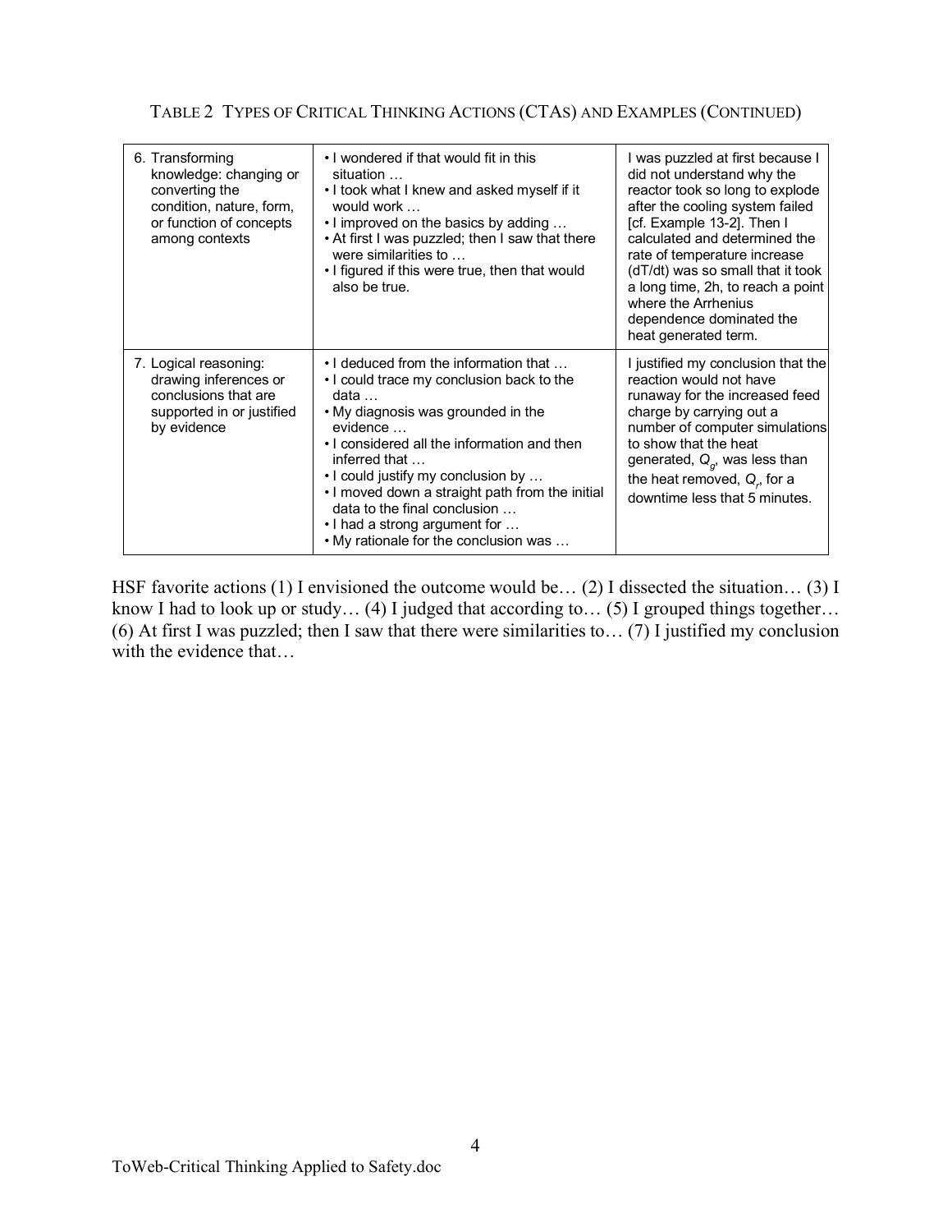TABLE 2 TYPES OF CRITICAL THINKING ACTIONS (CTAS) AND EXAMPLES (CONTINUED)

| | | |
|---|---|---|
| 6. Transforming knowledge: changing or converting the condition, nature, form, or function of concepts among contexts | • I wondered if that would fit in this situation … <br>• I took what I knew and asked myself if it would work … <br>• I improved on the basics by adding … <br>• At first I was puzzled; then I saw that there were similarities to … <br>• I figured if this were true, then that would also be true. | I was puzzled at first because I did not understand why the reactor took so long to explode after the cooling system failed [cf. Example 13-2]. Then I calculated and determined the rate of temperature increase (dT/dt) was so small that it took a long time, 2h, to reach a point where the Arrhenius dependence dominated the heat generated term. |
| 7. Logical reasoning: drawing inferences or conclusions that are supported in or justified by evidence | • I deduced from the information that … <br>• I could trace my conclusion back to the data … <br>• My diagnosis was grounded in the evidence … <br>• I considered all the information and then inferred that … <br>• I could justify my conclusion by … <br>• I moved down a straight path from the initial data to the final conclusion … <br>• I had a strong argument for … <br>• My rationale for the conclusion was … | I justified my conclusion that the reaction would not have runaway for the increased feed charge by carrying out a number of computer simulations to show that the heat generated, $Q_g$, was less than the heat removed, $Q_r$, for a downtime less that 5 minutes. |

HSF favorite actions (1) I envisioned the outcome would be… (2) I dissected the situation… (3) I know I had to look up or study… (4) I judged that according to… (5) I grouped things together… (6) At first I was puzzled; then I saw that there were similarities to… (7) I justified my conclusion with the evidence that…

ToWeb-Critical Thinking Applied to Safety.doc